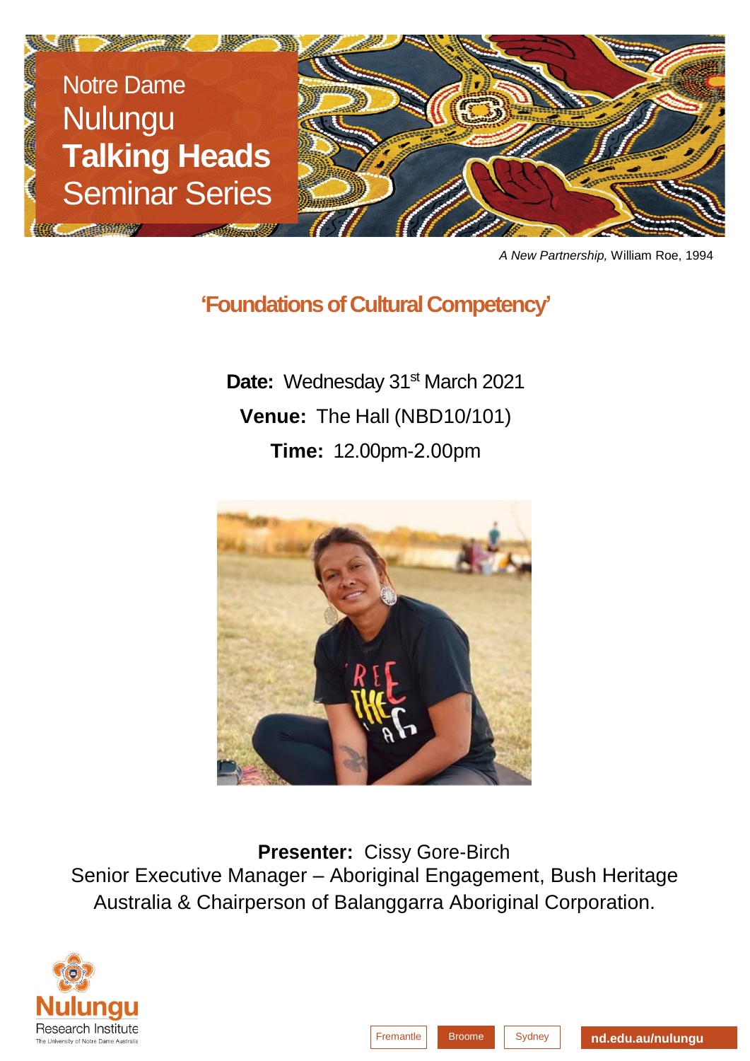Notre Dame
Nulungu
**Talking Heads**
Seminar Series

*A New Partnership,* William Roe, 1994

## 'Foundations of Cultural Competency'

**Date:** Wednesday 31st March 2021

**Venue:** The Hall (NBD10/101)

**Time:** 12.00pm-2.00pm

**Presenter:** Cissy Gore-Birch
Senior Executive Manager – Aboriginal Engagement, Bush Heritage Australia & Chairperson of Balanggarra Aboriginal Corporation.

Nulungu Research Institute
The University of Notre Dame Australia

Fremantle | Broome | Sydney

nd.edu.au/nulungu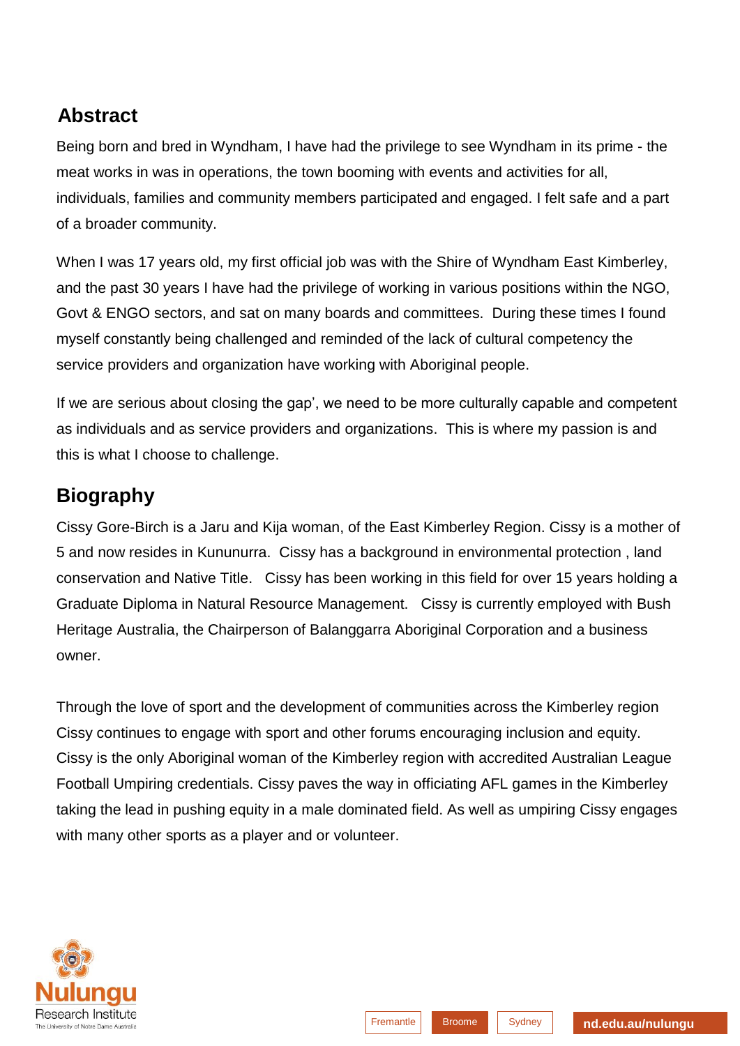## Abstract

Being born and bred in Wyndham, I have had the privilege to see Wyndham in its prime - the meat works in was in operations, the town booming with events and activities for all, individuals, families and community members participated and engaged. I felt safe and a part of a broader community.

When I was 17 years old, my first official job was with the Shire of Wyndham East Kimberley, and the past 30 years I have had the privilege of working in various positions within the NGO, Govt & ENGO sectors, and sat on many boards and committees. During these times I found myself constantly being challenged and reminded of the lack of cultural competency the service providers and organization have working with Aboriginal people.

If we are serious about closing the gap', we need to be more culturally capable and competent as individuals and as service providers and organizations. This is where my passion is and this is what I choose to challenge.

## Biography

Cissy Gore-Birch is a Jaru and Kija woman, of the East Kimberley Region. Cissy is a mother of 5 and now resides in Kununurra. Cissy has a background in environmental protection , land conservation and Native Title. Cissy has been working in this field for over 15 years holding a Graduate Diploma in Natural Resource Management. Cissy is currently employed with Bush Heritage Australia, the Chairperson of Balanggarra Aboriginal Corporation and a business owner.

Through the love of sport and the development of communities across the Kimberley region Cissy continues to engage with sport and other forums encouraging inclusion and equity. Cissy is the only Aboriginal woman of the Kimberley region with accredited Australian League Football Umpiring credentials. Cissy paves the way in officiating AFL games in the Kimberley taking the lead in pushing equity in a male dominated field. As well as umpiring Cissy engages with many other sports as a player and or volunteer.